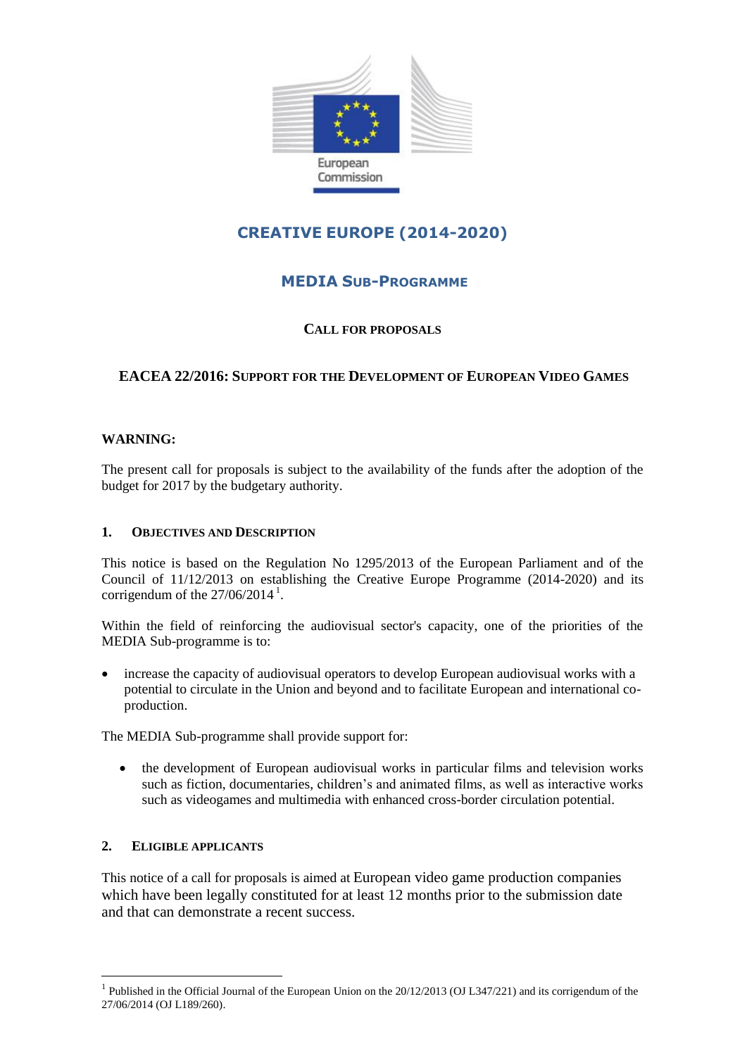European Commission

# CREATIVE EUROPE (2014-2020)

## MEDIA SUB-PROGRAMME

### CALL FOR PROPOSALS

### EACEA 22/2016: SUPPORT FOR THE DEVELOPMENT OF EUROPEAN VIDEO GAMES

**WARNING:**

The present call for proposals is subject to the availability of the funds after the adoption of the budget for 2017 by the budgetary authority.

#### 1. OBJECTIVES AND DESCRIPTION

This notice is based on the Regulation No 1295/2013 of the European Parliament and of the Council of 11/12/2013 on establishing the Creative Europe Programme (2014-2020) and its corrigendum of the 27/06/2014 [1].

Within the field of reinforcing the audiovisual sector's capacity, one of the priorities of the MEDIA Sub-programme is to:

- increase the capacity of audiovisual operators to develop European audiovisual works with a potential to circulate in the Union and beyond and to facilitate European and international co-production.

The MEDIA Sub-programme shall provide support for:

- the development of European audiovisual works in particular films and television works such as fiction, documentaries, children's and animated films, as well as interactive works such as videogames and multimedia with enhanced cross-border circulation potential.

#### 2. ELIGIBLE APPLICANTS

This notice of a call for proposals is aimed at European video game production companies which have been legally constituted for at least 12 months prior to the submission date and that can demonstrate a recent success.

[1] Published in the Official Journal of the European Union on the 20/12/2013 (OJ L347/221) and its corrigendum of the 27/06/2014 (OJ L189/260).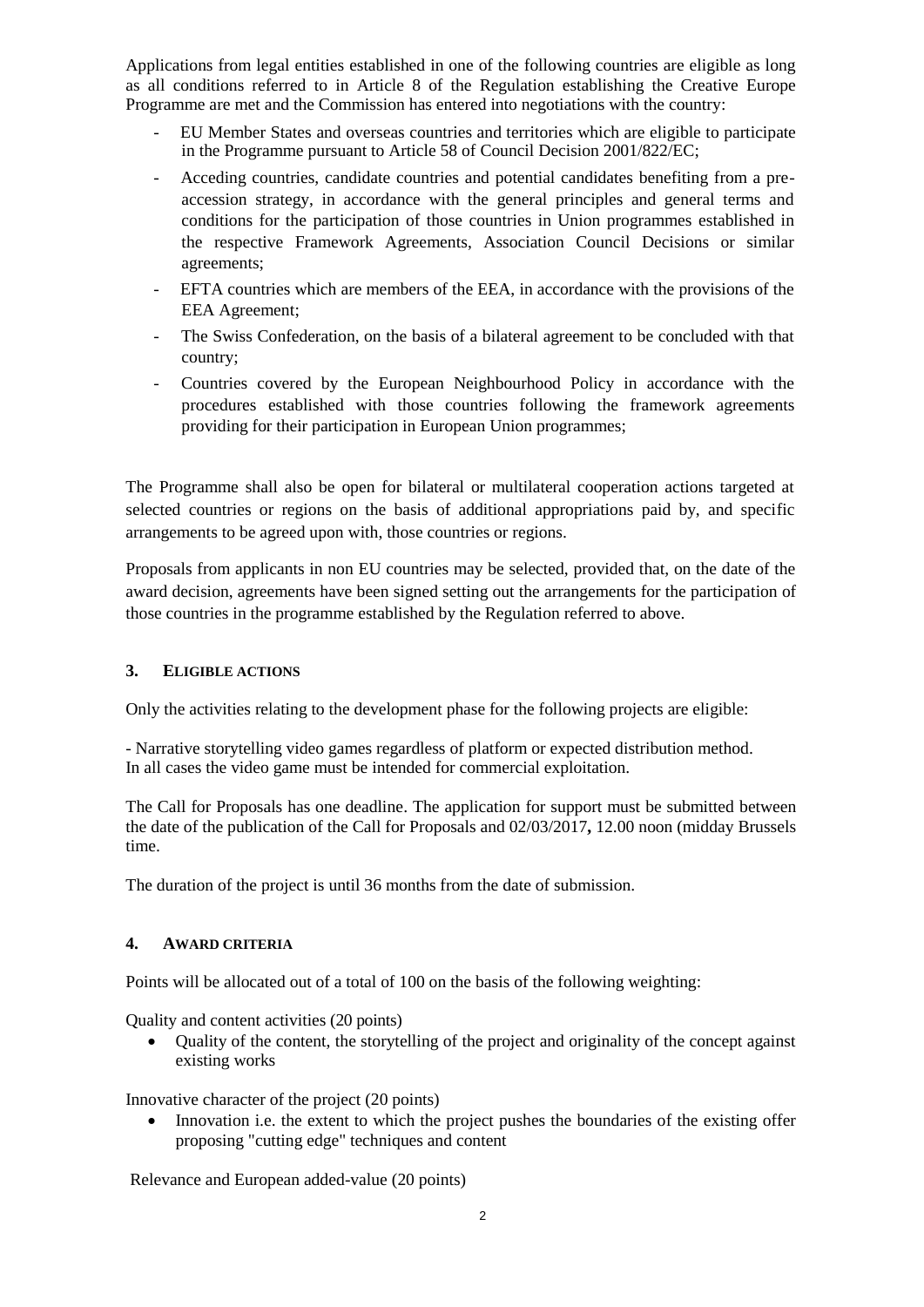Applications from legal entities established in one of the following countries are eligible as long as all conditions referred to in Article 8 of the Regulation establishing the Creative Europe Programme are met and the Commission has entered into negotiations with the country:

- EU Member States and overseas countries and territories which are eligible to participate in the Programme pursuant to Article 58 of Council Decision 2001/822/EC;
- Acceding countries, candidate countries and potential candidates benefiting from a pre-accession strategy, in accordance with the general principles and general terms and conditions for the participation of those countries in Union programmes established in the respective Framework Agreements, Association Council Decisions or similar agreements;
- EFTA countries which are members of the EEA, in accordance with the provisions of the EEA Agreement;
- The Swiss Confederation, on the basis of a bilateral agreement to be concluded with that country;
- Countries covered by the European Neighbourhood Policy in accordance with the procedures established with those countries following the framework agreements providing for their participation in European Union programmes;

The Programme shall also be open for bilateral or multilateral cooperation actions targeted at selected countries or regions on the basis of additional appropriations paid by, and specific arrangements to be agreed upon with, those countries or regions.

Proposals from applicants in non EU countries may be selected, provided that, on the date of the award decision, agreements have been signed setting out the arrangements for the participation of those countries in the programme established by the Regulation referred to above.

## 3. ELIGIBLE ACTIONS

Only the activities relating to the development phase for the following projects are eligible:

- Narrative storytelling video games regardless of platform or expected distribution method.
In all cases the video game must be intended for commercial exploitation.

The Call for Proposals has one deadline. The application for support must be submitted between the date of the publication of the Call for Proposals and 02/03/2017**,** 12.00 noon (midday Brussels time.

The duration of the project is until 36 months from the date of submission.

## 4. AWARD CRITERIA

Points will be allocated out of a total of 100 on the basis of the following weighting:

Quality and content activities (20 points)

- Quality of the content, the storytelling of the project and originality of the concept against existing works

Innovative character of the project (20 points)

- Innovation i.e. the extent to which the project pushes the boundaries of the existing offer proposing "cutting edge" techniques and content

Relevance and European added-value (20 points)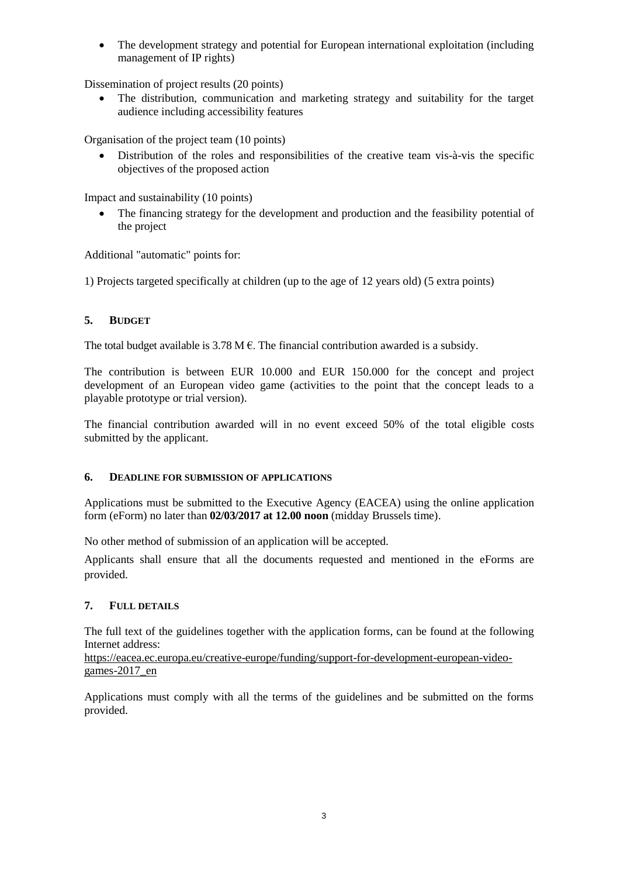- The development strategy and potential for European international exploitation (including management of IP rights)

Dissemination of project results (20 points)

- The distribution, communication and marketing strategy and suitability for the target audience including accessibility features

Organisation of the project team (10 points)

- Distribution of the roles and responsibilities of the creative team vis-à-vis the specific objectives of the proposed action

Impact and sustainability (10 points)

- The financing strategy for the development and production and the feasibility potential of the project

Additional "automatic" points for:

1) Projects targeted specifically at children (up to the age of 12 years old) (5 extra points)

## 5. BUDGET

The total budget available is 3.78 M €. The financial contribution awarded is a subsidy.

The contribution is between EUR 10.000 and EUR 150.000 for the concept and project development of an European video game (activities to the point that the concept leads to a playable prototype or trial version).

The financial contribution awarded will in no event exceed 50% of the total eligible costs submitted by the applicant.

## 6. DEADLINE FOR SUBMISSION OF APPLICATIONS

Applications must be submitted to the Executive Agency (EACEA) using the online application form (eForm) no later than **02/03/2017 at 12.00 noon** (midday Brussels time).

No other method of submission of an application will be accepted.

Applicants shall ensure that all the documents requested and mentioned in the eForms are provided.

## 7. FULL DETAILS

The full text of the guidelines together with the application forms, can be found at the following Internet address:
https://eacea.ec.europa.eu/creative-europe/funding/support-for-development-european-video-games-2017_en

Applications must comply with all the terms of the guidelines and be submitted on the forms provided.